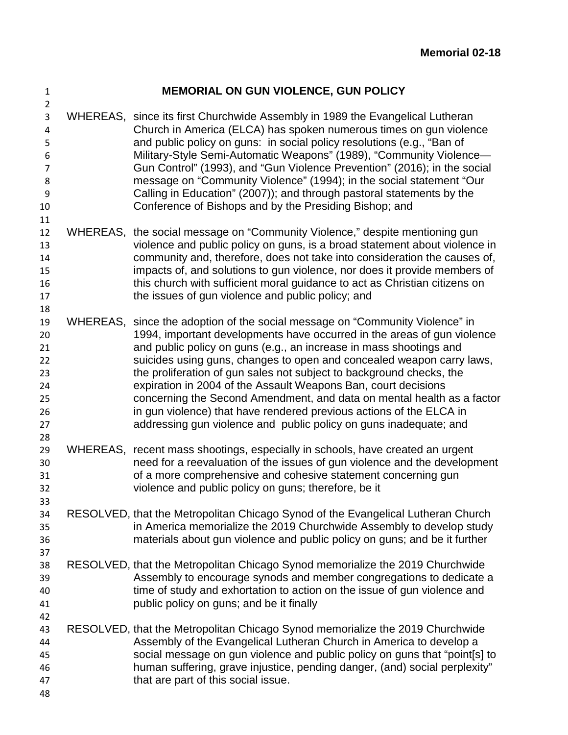**Memorial 02-18**

# MEMORIAL ON GUN VIOLENCE, GUN POLICY

WHEREAS, since its first Churchwide Assembly in 1989 the Evangelical Lutheran Church in America (ELCA) has spoken numerous times on gun violence and public policy on guns: in social policy resolutions (e.g., "Ban of Military-Style Semi-Automatic Weapons" (1989), "Community Violence—Gun Control" (1993), and "Gun Violence Prevention" (2016); in the social message on "Community Violence" (1994); in the social statement "Our Calling in Education" (2007)); and through pastoral statements by the Conference of Bishops and by the Presiding Bishop; and

WHEREAS, the social message on "Community Violence," despite mentioning gun violence and public policy on guns, is a broad statement about violence in community and, therefore, does not take into consideration the causes of, impacts of, and solutions to gun violence, nor does it provide members of this church with sufficient moral guidance to act as Christian citizens on the issues of gun violence and public policy; and

WHEREAS, since the adoption of the social message on "Community Violence" in 1994, important developments have occurred in the areas of gun violence and public policy on guns (e.g., an increase in mass shootings and suicides using guns, changes to open and concealed weapon carry laws, the proliferation of gun sales not subject to background checks, the expiration in 2004 of the Assault Weapons Ban, court decisions concerning the Second Amendment, and data on mental health as a factor in gun violence) that have rendered previous actions of the ELCA in addressing gun violence and public policy on guns inadequate; and

WHEREAS, recent mass shootings, especially in schools, have created an urgent need for a reevaluation of the issues of gun violence and the development of a more comprehensive and cohesive statement concerning gun violence and public policy on guns; therefore, be it

RESOLVED, that the Metropolitan Chicago Synod of the Evangelical Lutheran Church in America memorialize the 2019 Churchwide Assembly to develop study materials about gun violence and public policy on guns; and be it further

RESOLVED, that the Metropolitan Chicago Synod memorialize the 2019 Churchwide Assembly to encourage synods and member congregations to dedicate a time of study and exhortation to action on the issue of gun violence and public policy on guns; and be it finally

RESOLVED, that the Metropolitan Chicago Synod memorialize the 2019 Churchwide Assembly of the Evangelical Lutheran Church in America to develop a social message on gun violence and public policy on guns that "point[s] to human suffering, grave injustice, pending danger, (and) social perplexity" that are part of this social issue.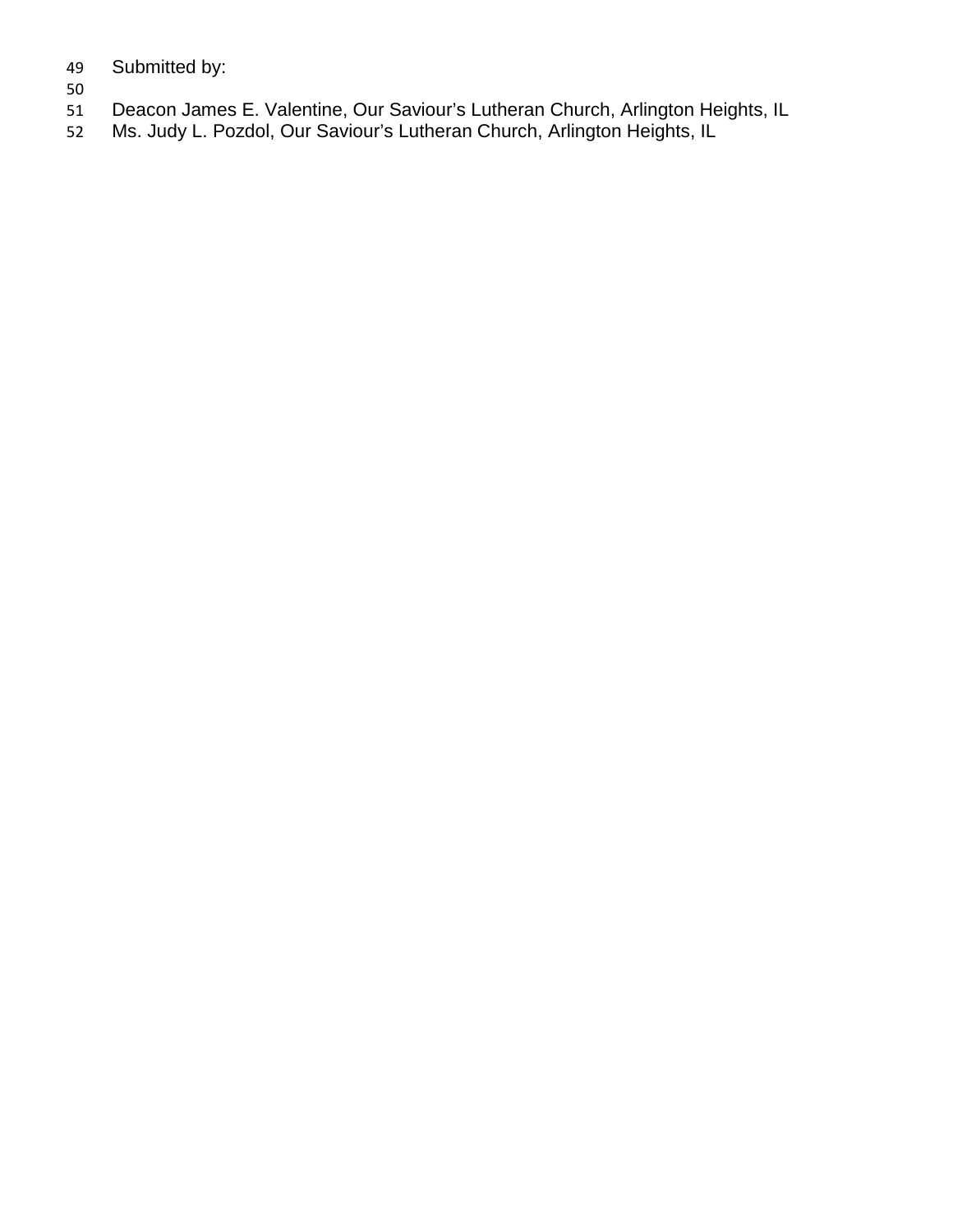Submitted by:

Deacon James E. Valentine, Our Saviour's Lutheran Church, Arlington Heights, IL
Ms. Judy L. Pozdol, Our Saviour's Lutheran Church, Arlington Heights, IL